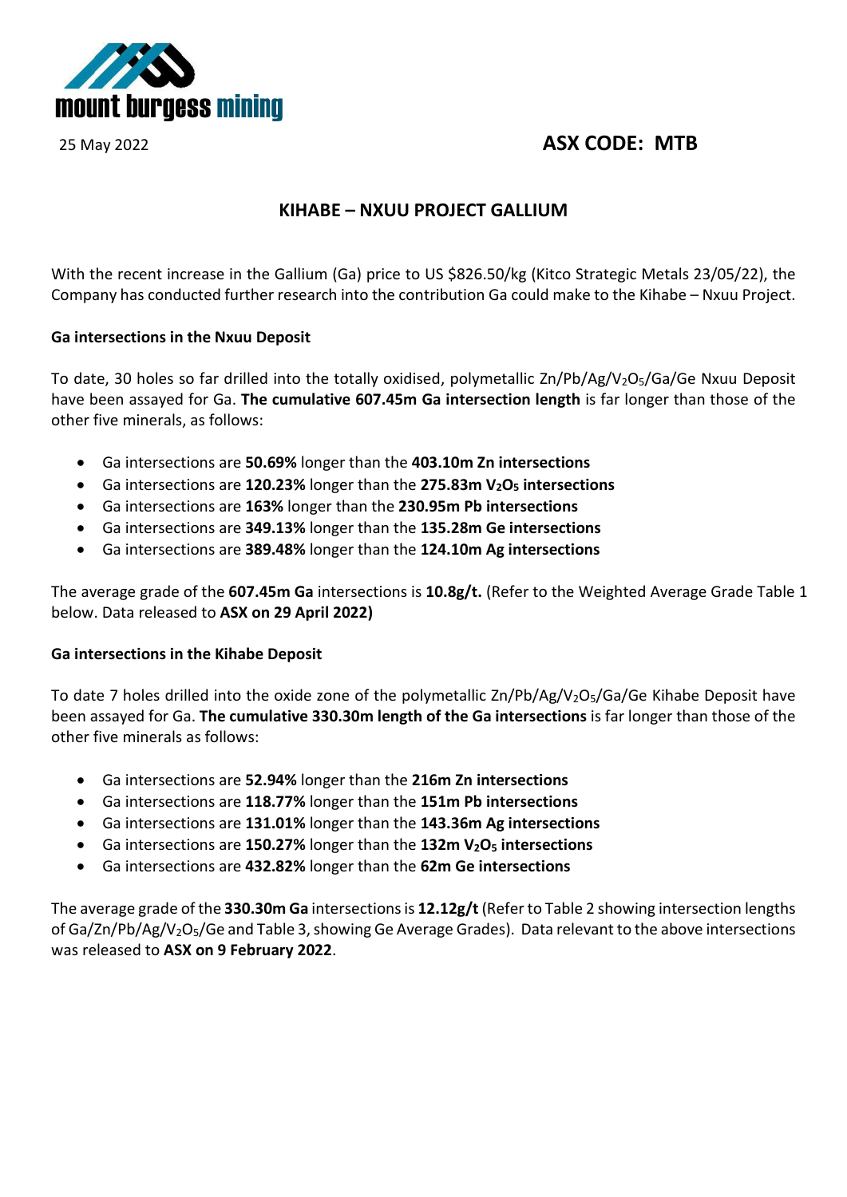25 May 2022

**ASX CODE: MTB**

## KIHABE – NXUU PROJECT GALLIUM

With the recent increase in the Gallium (Ga) price to US \$826.50/kg (Kitco Strategic Metals 23/05/22), the Company has conducted further research into the contribution Ga could make to the Kihabe – Nxuu Project.

### Ga intersections in the Nxuu Deposit

To date, 30 holes so far drilled into the totally oxidised, polymetallic Zn/Pb/Ag/$V_2O_5$/Ga/Ge Nxuu Deposit have been assayed for Ga. **The cumulative 607.45m Ga intersection length** is far longer than those of the other five minerals, as follows:

- Ga intersections are **50.69%** longer than the **403.10m Zn intersections**
- Ga intersections are **120.23%** longer than the **275.83m $V_2O_5$ intersections**
- Ga intersections are **163%** longer than the **230.95m Pb intersections**
- Ga intersections are **349.13%** longer than the **135.28m Ge intersections**
- Ga intersections are **389.48%** longer than the **124.10m Ag intersections**

The average grade of the **607.45m Ga** intersections is **10.8g/t.** (Refer to the Weighted Average Grade Table 1 below. Data released to **ASX on 29 April 2022)**

### Ga intersections in the Kihabe Deposit

To date 7 holes drilled into the oxide zone of the polymetallic Zn/Pb/Ag/$V_2O_5$/Ga/Ge Kihabe Deposit have been assayed for Ga. **The cumulative 330.30m length of the Ga intersections** is far longer than those of the other five minerals as follows:

- Ga intersections are **52.94%** longer than the **216m Zn intersections**
- Ga intersections are **118.77%** longer than the **151m Pb intersections**
- Ga intersections are **131.01%** longer than the **143.36m Ag intersections**
- Ga intersections are **150.27%** longer than the **132m $V_2O_5$ intersections**
- Ga intersections are **432.82%** longer than the **62m Ge intersections**

The average grade of the **330.30m Ga** intersections is **12.12g/t** (Refer to Table 2 showing intersection lengths of Ga/Zn/Pb/Ag/$V_2O_5$/Ge and Table 3, showing Ge Average Grades). Data relevant to the above intersections was released to **ASX on 9 February 2022**.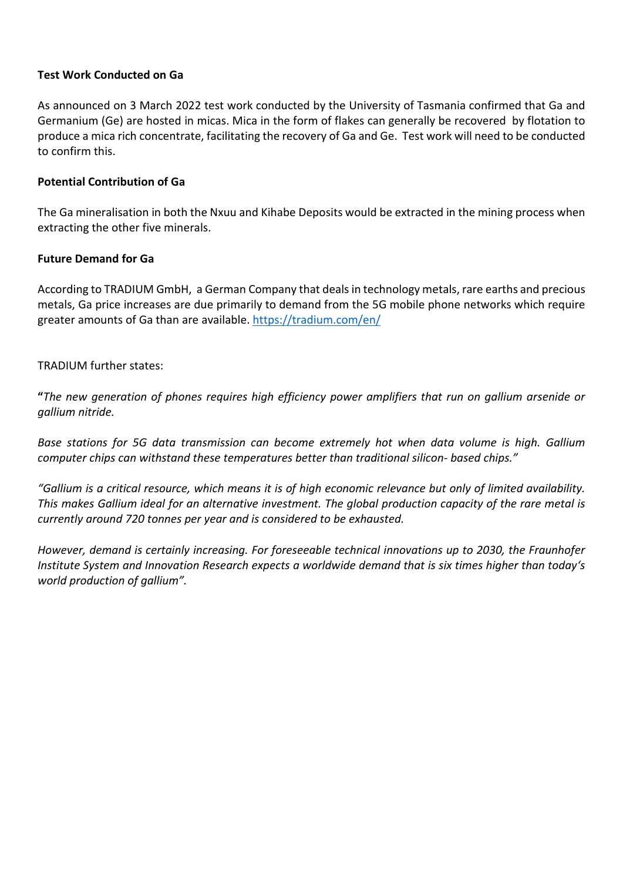**Test Work Conducted on Ga**

As announced on 3 March 2022 test work conducted by the University of Tasmania confirmed that Ga and Germanium (Ge) are hosted in micas. Mica in the form of flakes can generally be recovered by flotation to produce a mica rich concentrate, facilitating the recovery of Ga and Ge. Test work will need to be conducted to confirm this.

**Potential Contribution of Ga**

The Ga mineralisation in both the Nxuu and Kihabe Deposits would be extracted in the mining process when extracting the other five minerals.

**Future Demand for Ga**

According to TRADIUM GmbH, a German Company that deals in technology metals, rare earths and precious metals, Ga price increases are due primarily to demand from the 5G mobile phone networks which require greater amounts of Ga than are available. https://tradium.com/en/

TRADIUM further states:

**"***The new generation of phones requires high efficiency power amplifiers that run on gallium arsenide or gallium nitride.*

*Base stations for 5G data transmission can become extremely hot when data volume is high. Gallium computer chips can withstand these temperatures better than traditional silicon- based chips."*

*"Gallium is a critical resource, which means it is of high economic relevance but only of limited availability. This makes Gallium ideal for an alternative investment. The global production capacity of the rare metal is currently around 720 tonnes per year and is considered to be exhausted.*

*However, demand is certainly increasing. For foreseeable technical innovations up to 2030, the Fraunhofer Institute System and Innovation Research expects a worldwide demand that is six times higher than today's world production of gallium".*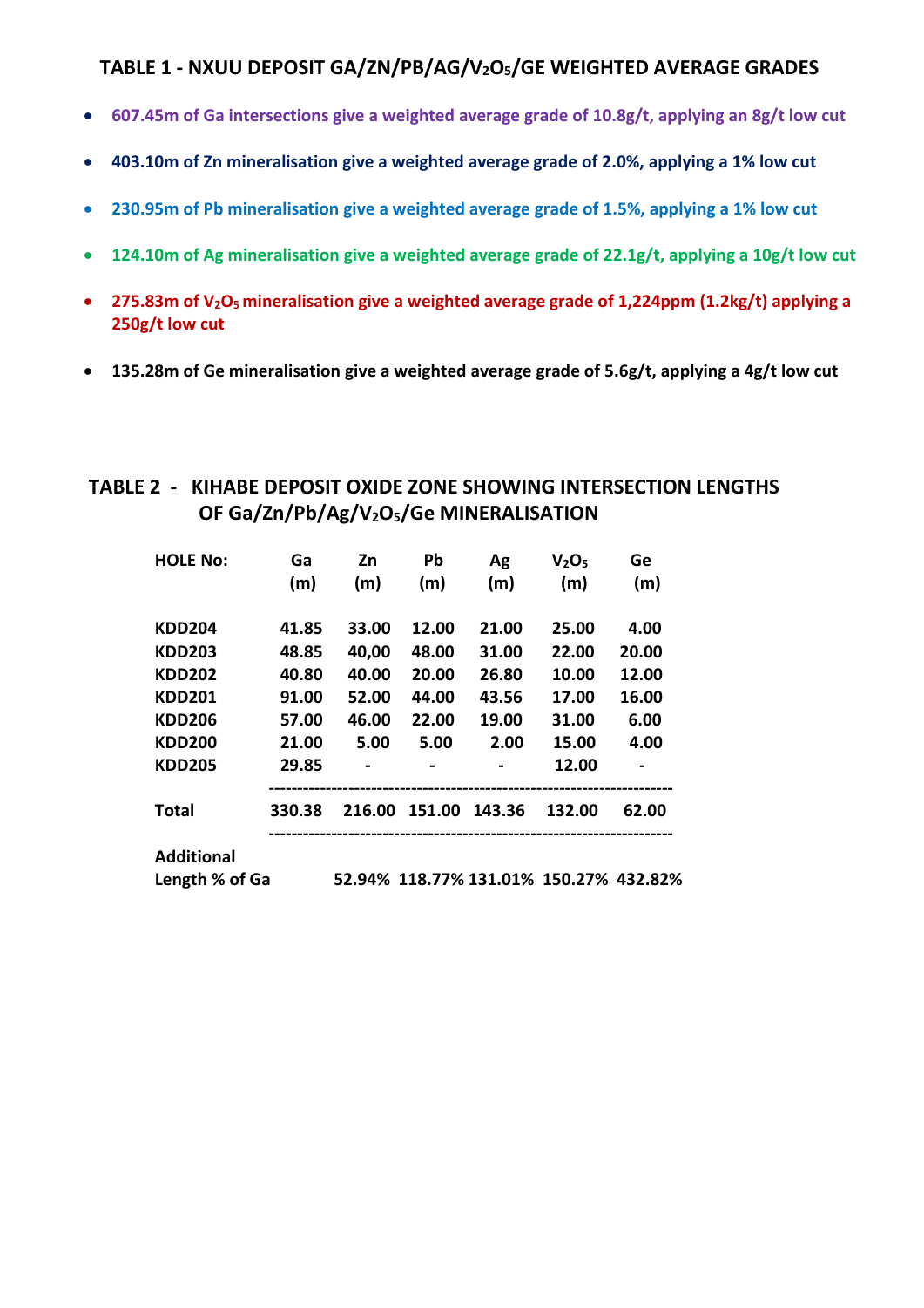## TABLE 1 - NXUU DEPOSIT GA/ZN/PB/AG/$V_2O_5$/GE WEIGHTED AVERAGE GRADES

- **607.45m of Ga intersections give a weighted average grade of 10.8g/t, applying an 8g/t low cut**
- **403.10m of Zn mineralisation give a weighted average grade of 2.0%, applying a 1% low cut**
- **230.95m of Pb mineralisation give a weighted average grade of 1.5%, applying a 1% low cut**
- **124.10m of Ag mineralisation give a weighted average grade of 22.1g/t, applying a 10g/t low cut**
- **275.83m of $V_2O_5$ mineralisation give a weighted average grade of 1,224ppm (1.2kg/t) applying a 250g/t low cut**
- **135.28m of Ge mineralisation give a weighted average grade of 5.6g/t, applying a 4g/t low cut**

## TABLE 2 - KIHABE DEPOSIT OXIDE ZONE SHOWING INTERSECTION LENGTHS OF Ga/Zn/Pb/Ag/$V_2O_5$/Ge MINERALISATION

| HOLE No: | Ga (m) | Zn (m) | Pb (m) | Ag (m) | $V_2O_5$ (m) | Ge (m) |
|---|---|---|---|---|---|---|
| KDD204 | 41.85 | 33.00 | 12.00 | 21.00 | 25.00 | 4.00 |
| KDD203 | 48.85 | 40,00 | 48.00 | 31.00 | 22.00 | 20.00 |
| KDD202 | 40.80 | 40.00 | 20.00 | 26.80 | 10.00 | 12.00 |
| KDD201 | 91.00 | 52.00 | 44.00 | 43.56 | 17.00 | 16.00 |
| KDD206 | 57.00 | 46.00 | 22.00 | 19.00 | 31.00 | 6.00 |
| KDD200 | 21.00 | 5.00 | 5.00 | 2.00 | 15.00 | 4.00 |
| KDD205 | 29.85 | - | - | - | 12.00 | - |
| **Total** | 330.38 | 216.00 | 151.00 | 143.36 | 132.00 | 62.00 |
| **Additional Length % of Ga** | | 52.94% | 118.77% | 131.01% | 150.27% | 432.82% |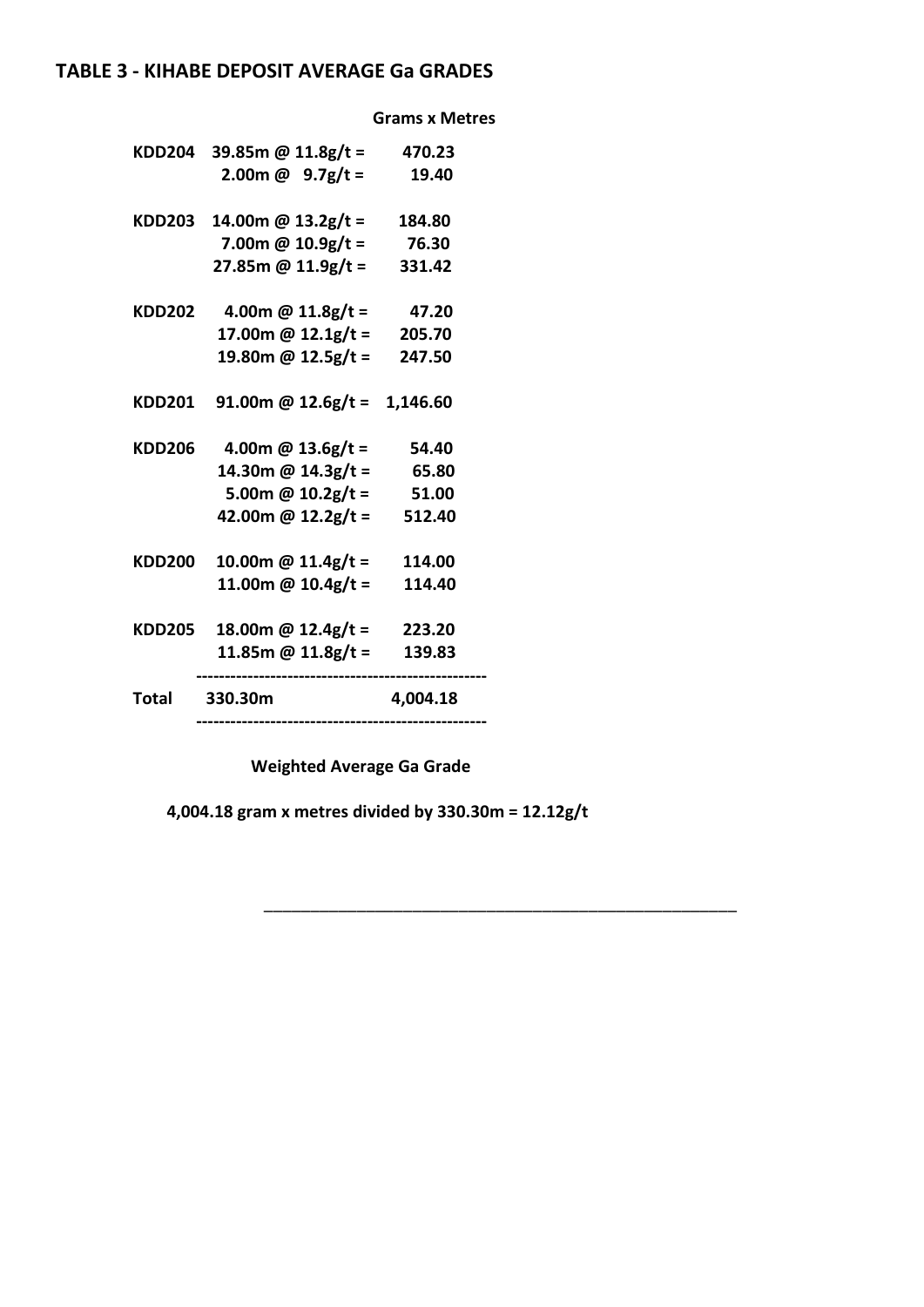## TABLE 3 - KIHABE DEPOSIT AVERAGE Ga GRADES

| Hole | Interval | Grams x Metres |
|---|---|---|
| KDD204 | 39.85m @ 11.8g/t = | 470.23 |
| | 2.00m @ 9.7g/t = | 19.40 |
| KDD203 | 14.00m @ 13.2g/t = | 184.80 |
| | 7.00m @ 10.9g/t = | 76.30 |
| | 27.85m @ 11.9g/t = | 331.42 |
| KDD202 | 4.00m @ 11.8g/t = | 47.20 |
| | 17.00m @ 12.1g/t = | 205.70 |
| | 19.80m @ 12.5g/t = | 247.50 |
| KDD201 | 91.00m @ 12.6g/t = | 1,146.60 |
| KDD206 | 4.00m @ 13.6g/t = | 54.40 |
| | 14.30m @ 14.3g/t = | 65.80 |
| | 5.00m @ 10.2g/t = | 51.00 |
| | 42.00m @ 12.2g/t = | 512.40 |
| KDD200 | 10.00m @ 11.4g/t = | 114.00 |
| | 11.00m @ 10.4g/t = | 114.40 |
| KDD205 | 18.00m @ 12.4g/t = | 223.20 |
| | 11.85m @ 11.8g/t = | 139.83 |
| **Total** | **330.30m** | **4,004.18** |

**Weighted Average Ga Grade**

**4,004.18 gram x metres divided by 330.30m = 12.12g/t**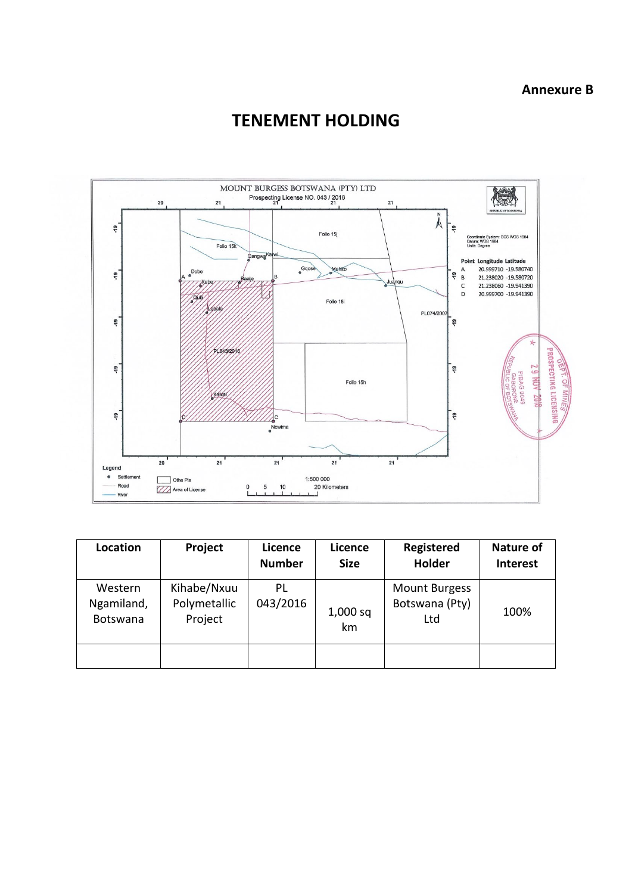**Annexure B**

# TENEMENT HOLDING

| Location | Project | Licence Number | Licence Size | Registered Holder | Nature of Interest |
| --- | --- | --- | --- | --- | --- |
| Western Ngamiland, Botswana | Kihabe/Nxuu Polymetallic Project | PL 043/2016 | 1,000 sq km | Mount Burgess Botswana (Pty) Ltd | 100% |
| | | | | | |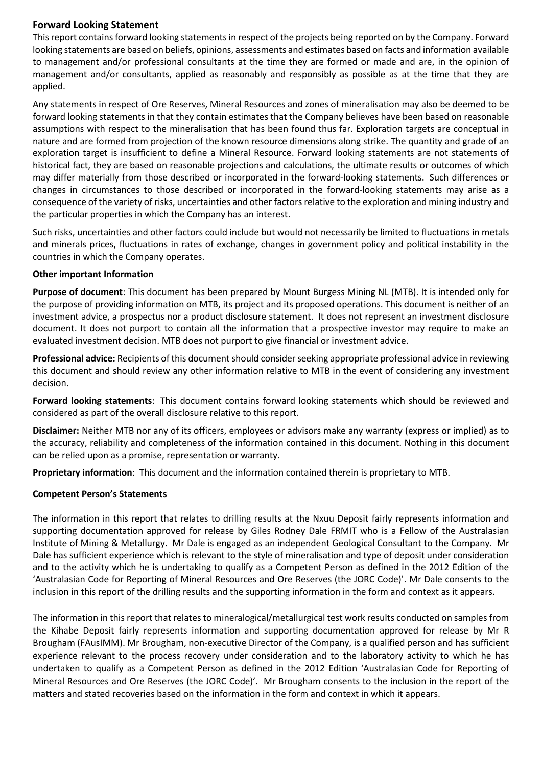## Forward Looking Statement

This report contains forward looking statements in respect of the projects being reported on by the Company. Forward looking statements are based on beliefs, opinions, assessments and estimates based on facts and information available to management and/or professional consultants at the time they are formed or made and are, in the opinion of management and/or consultants, applied as reasonably and responsibly as possible as at the time that they are applied.

Any statements in respect of Ore Reserves, Mineral Resources and zones of mineralisation may also be deemed to be forward looking statements in that they contain estimates that the Company believes have been based on reasonable assumptions with respect to the mineralisation that has been found thus far. Exploration targets are conceptual in nature and are formed from projection of the known resource dimensions along strike. The quantity and grade of an exploration target is insufficient to define a Mineral Resource. Forward looking statements are not statements of historical fact, they are based on reasonable projections and calculations, the ultimate results or outcomes of which may differ materially from those described or incorporated in the forward-looking statements. Such differences or changes in circumstances to those described or incorporated in the forward-looking statements may arise as a consequence of the variety of risks, uncertainties and other factors relative to the exploration and mining industry and the particular properties in which the Company has an interest.

Such risks, uncertainties and other factors could include but would not necessarily be limited to fluctuations in metals and minerals prices, fluctuations in rates of exchange, changes in government policy and political instability in the countries in which the Company operates.

### Other important Information

**Purpose of document**: This document has been prepared by Mount Burgess Mining NL (MTB). It is intended only for the purpose of providing information on MTB, its project and its proposed operations. This document is neither of an investment advice, a prospectus nor a product disclosure statement. It does not represent an investment disclosure document. It does not purport to contain all the information that a prospective investor may require to make an evaluated investment decision. MTB does not purport to give financial or investment advice.

**Professional advice:** Recipients of this document should consider seeking appropriate professional advice in reviewing this document and should review any other information relative to MTB in the event of considering any investment decision.

**Forward looking statements**: This document contains forward looking statements which should be reviewed and considered as part of the overall disclosure relative to this report.

**Disclaimer:** Neither MTB nor any of its officers, employees or advisors make any warranty (express or implied) as to the accuracy, reliability and completeness of the information contained in this document. Nothing in this document can be relied upon as a promise, representation or warranty.

**Proprietary information**: This document and the information contained therein is proprietary to MTB.

### Competent Person's Statements

The information in this report that relates to drilling results at the Nxuu Deposit fairly represents information and supporting documentation approved for release by Giles Rodney Dale FRMIT who is a Fellow of the Australasian Institute of Mining & Metallurgy. Mr Dale is engaged as an independent Geological Consultant to the Company. Mr Dale has sufficient experience which is relevant to the style of mineralisation and type of deposit under consideration and to the activity which he is undertaking to qualify as a Competent Person as defined in the 2012 Edition of the 'Australasian Code for Reporting of Mineral Resources and Ore Reserves (the JORC Code)'. Mr Dale consents to the inclusion in this report of the drilling results and the supporting information in the form and context as it appears.

The information in this report that relates to mineralogical/metallurgical test work results conducted on samples from the Kihabe Deposit fairly represents information and supporting documentation approved for release by Mr R Brougham (FAusIMM). Mr Brougham, non-executive Director of the Company, is a qualified person and has sufficient experience relevant to the process recovery under consideration and to the laboratory activity to which he has undertaken to qualify as a Competent Person as defined in the 2012 Edition 'Australasian Code for Reporting of Mineral Resources and Ore Reserves (the JORC Code)'. Mr Brougham consents to the inclusion in the report of the matters and stated recoveries based on the information in the form and context in which it appears.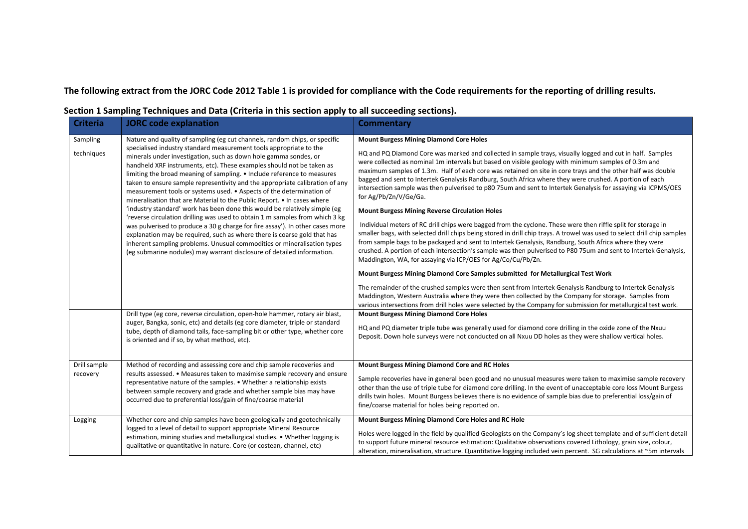**The following extract from the JORC Code 2012 Table 1 is provided for compliance with the Code requirements for the reporting of drilling results.**

**Section 1 Sampling Techniques and Data (Criteria in this section apply to all succeeding sections).**

| Criteria | JORC code explanation | Commentary |
|---|---|---|
| Sampling techniques | Nature and quality of sampling (eg cut channels, random chips, or specific specialised industry standard measurement tools appropriate to the minerals under investigation, such as down hole gamma sondes, or handheld XRF instruments, etc). These examples should not be taken as limiting the broad meaning of sampling. • Include reference to measures taken to ensure sample representivity and the appropriate calibration of any measurement tools or systems used. • Aspects of the determination of mineralisation that are Material to the Public Report. • In cases where 'industry standard' work has been done this would be relatively simple (eg 'reverse circulation drilling was used to obtain 1 m samples from which 3 kg was pulverised to produce a 30 g charge for fire assay'). In other cases more explanation may be required, such as where there is coarse gold that has inherent sampling problems. Unusual commodities or mineralisation types (eg submarine nodules) may warrant disclosure of detailed information. | **Mount Burgess Mining Diamond Core Holes**<br><br>HQ and PQ Diamond Core was marked and collected in sample trays, visually logged and cut in half. Samples were collected as nominal 1m intervals but based on visible geology with minimum samples of 0.3m and maximum samples of 1.3m. Half of each core was retained on site in core trays and the other half was double bagged and sent to Intertek Genalysis Randburg, South Africa where they were crushed. A portion of each intersection sample was then pulverised to p80 75um and sent to Intertek Genalysis for assaying via ICPMS/OES for Ag/Pb/Zn/V/Ge/Ga.<br><br>**Mount Burgess Mining Reverse Circulation Holes**<br><br>Individual meters of RC drill chips were bagged from the cyclone. These were then riffle split for storage in smaller bags, with selected drill chips being stored in drill chip trays. A trowel was used to select drill chip samples from sample bags to be packaged and sent to Intertek Genalysis, Randburg, South Africa where they were crushed. A portion of each intersection's sample was then pulverised to P80 75um and sent to Intertek Genalysis, Maddington, WA, for assaying via ICP/OES for Ag/Co/Cu/Pb/Zn.<br><br>**Mount Burgess Mining Diamond Core Samples submitted for Metallurgical Test Work**<br><br>The remainder of the crushed samples were then sent from Intertek Genalysis Randburg to Intertek Genalysis Maddington, Western Australia where they were then collected by the Company for storage. Samples from various intersections from drill holes were selected by the Company for submission for metallurgical test work. |
| | Drill type (eg core, reverse circulation, open-hole hammer, rotary air blast, auger, Bangka, sonic, etc) and details (eg core diameter, triple or standard tube, depth of diamond tails, face-sampling bit or other type, whether core is oriented and if so, by what method, etc). | **Mount Burgess Mining Diamond Core Holes**<br><br>HQ and PQ diameter triple tube was generally used for diamond core drilling in the oxide zone of the Nxuu Deposit. Down hole surveys were not conducted on all Nxuu DD holes as they were shallow vertical holes. |
| Drill sample recovery | Method of recording and assessing core and chip sample recoveries and results assessed. • Measures taken to maximise sample recovery and ensure representative nature of the samples. • Whether a relationship exists between sample recovery and grade and whether sample bias may have occurred due to preferential loss/gain of fine/coarse material | **Mount Burgess Mining Diamond Core and RC Holes**<br><br>Sample recoveries have in general been good and no unusual measures were taken to maximise sample recovery other than the use of triple tube for diamond core drilling. In the event of unacceptable core loss Mount Burgess drills twin holes. Mount Burgess believes there is no evidence of sample bias due to preferential loss/gain of fine/coarse material for holes being reported on. |
| Logging | Whether core and chip samples have been geologically and geotechnically logged to a level of detail to support appropriate Mineral Resource estimation, mining studies and metallurgical studies. • Whether logging is qualitative or quantitative in nature. Core (or costean, channel, etc) | **Mount Burgess Mining Diamond Core Holes and RC Hole**<br><br>Holes were logged in the field by qualified Geologists on the Company's log sheet template and of sufficient detail to support future mineral resource estimation: Qualitative observations covered Lithology, grain size, colour, alteration, mineralisation, structure. Quantitative logging included vein percent. SG calculations at ~5m intervals |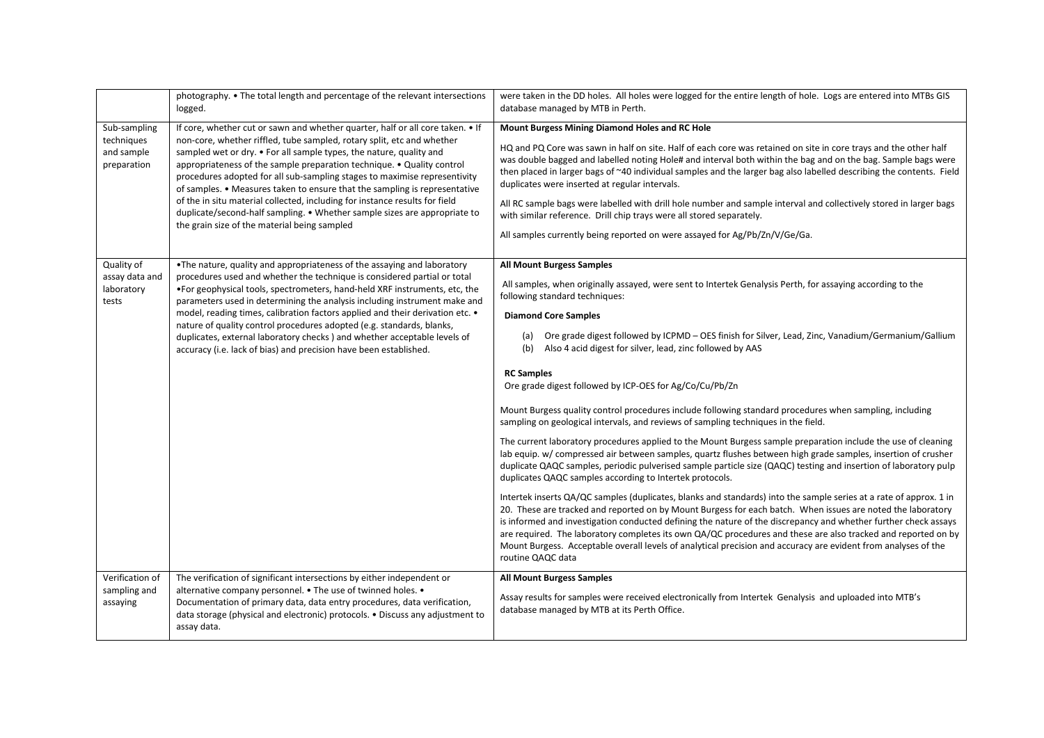|  |  |  |
|---|---|---|
|  | photography. • The total length and percentage of the relevant intersections logged. | were taken in the DD holes. All holes were logged for the entire length of hole. Logs are entered into MTBs GIS database managed by MTB in Perth. |
| Sub-sampling techniques and sample preparation | If core, whether cut or sawn and whether quarter, half or all core taken. • If non-core, whether riffled, tube sampled, rotary split, etc and whether sampled wet or dry. • For all sample types, the nature, quality and appropriateness of the sample preparation technique. • Quality control procedures adopted for all sub-sampling stages to maximise representivity of samples. • Measures taken to ensure that the sampling is representative of the in situ material collected, including for instance results for field duplicate/second-half sampling. • Whether sample sizes are appropriate to the grain size of the material being sampled | **Mount Burgess Mining Diamond Holes and RC Hole**<br><br>HQ and PQ Core was sawn in half on site. Half of each core was retained on site in core trays and the other half was double bagged and labelled noting Hole# and interval both within the bag and on the bag. Sample bags were then placed in larger bags of ~40 individual samples and the larger bag also labelled describing the contents. Field duplicates were inserted at regular intervals.<br><br>All RC sample bags were labelled with drill hole number and sample interval and collectively stored in larger bags with similar reference. Drill chip trays were all stored separately.<br><br>All samples currently being reported on were assayed for Ag/Pb/Zn/V/Ge/Ga. |
| Quality of assay data and laboratory tests | •The nature, quality and appropriateness of the assaying and laboratory procedures used and whether the technique is considered partial or total •For geophysical tools, spectrometers, hand-held XRF instruments, etc, the parameters used in determining the analysis including instrument make and model, reading times, calibration factors applied and their derivation etc. • nature of quality control procedures adopted (e.g. standards, blanks, duplicates, external laboratory checks ) and whether acceptable levels of accuracy (i.e. lack of bias) and precision have been established. | **All Mount Burgess Samples**<br><br>All samples, when originally assayed, were sent to Intertek Genalysis Perth, for assaying according to the following standard techniques:<br><br>**Diamond Core Samples**<br><br>(a) Ore grade digest followed by ICPMD – OES finish for Silver, Lead, Zinc, Vanadium/Germanium/Gallium<br>(b) Also 4 acid digest for silver, lead, zinc followed by AAS<br><br>**RC Samples**<br>Ore grade digest followed by ICP-OES for Ag/Co/Cu/Pb/Zn<br><br>Mount Burgess quality control procedures include following standard procedures when sampling, including sampling on geological intervals, and reviews of sampling techniques in the field.<br><br>The current laboratory procedures applied to the Mount Burgess sample preparation include the use of cleaning lab equip. w/ compressed air between samples, quartz flushes between high grade samples, insertion of crusher duplicate QAQC samples, periodic pulverised sample particle size (QAQC) testing and insertion of laboratory pulp duplicates QAQC samples according to Intertek protocols.<br><br>Intertek inserts QA/QC samples (duplicates, blanks and standards) into the sample series at a rate of approx. 1 in 20. These are tracked and reported on by Mount Burgess for each batch. When issues are noted the laboratory is informed and investigation conducted defining the nature of the discrepancy and whether further check assays are required. The laboratory completes its own QA/QC procedures and these are also tracked and reported on by Mount Burgess. Acceptable overall levels of analytical precision and accuracy are evident from analyses of the routine QAQC data |
| Verification of sampling and assaying | The verification of significant intersections by either independent or alternative company personnel. • The use of twinned holes. • Documentation of primary data, data entry procedures, data verification, data storage (physical and electronic) protocols. • Discuss any adjustment to assay data. | **All Mount Burgess Samples**<br><br>Assay results for samples were received electronically from Intertek Genalysis and uploaded into MTB's database managed by MTB at its Perth Office. |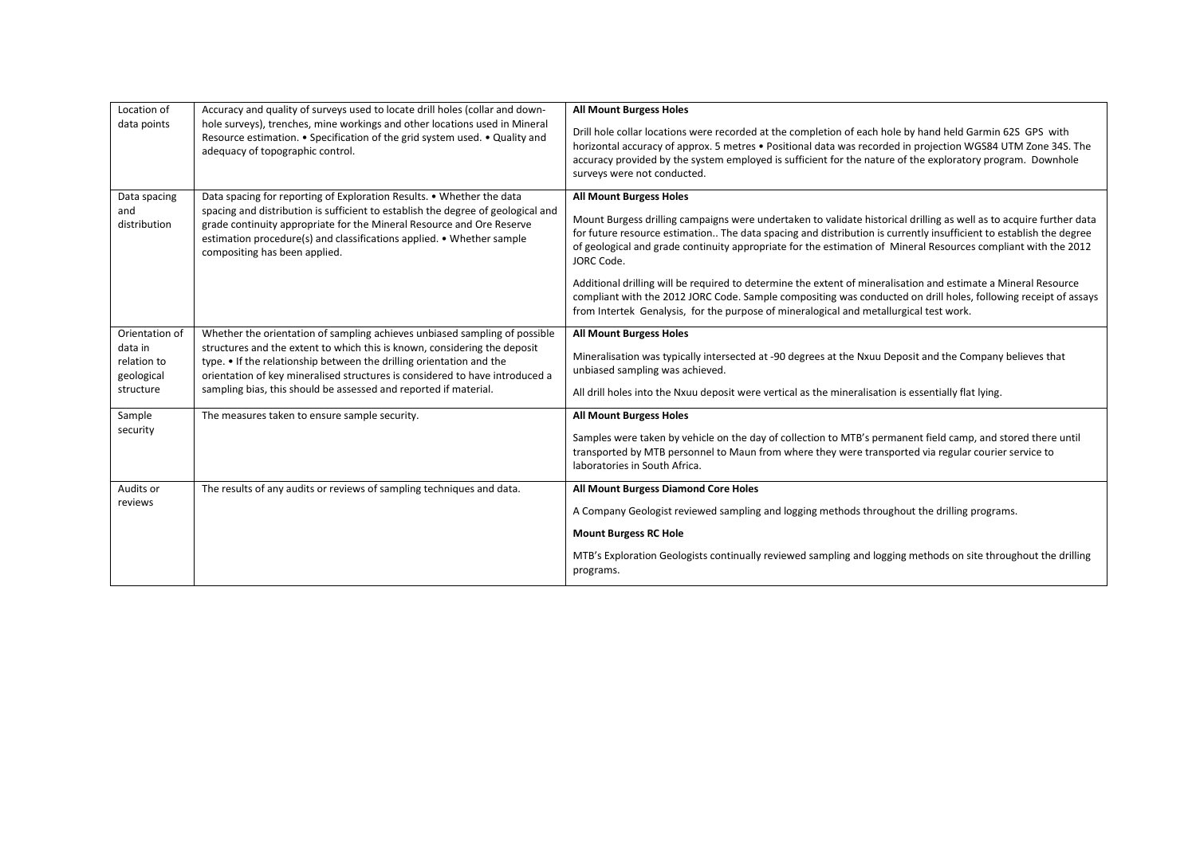| Location of data points | Accuracy and quality of surveys used to locate drill holes (collar and down-hole surveys), trenches, mine workings and other locations used in Mineral Resource estimation. • Specification of the grid system used. • Quality and adequacy of topographic control. | **All Mount Burgess Holes**<br><br>Drill hole collar locations were recorded at the completion of each hole by hand held Garmin 62S GPS with horizontal accuracy of approx. 5 metres • Positional data was recorded in projection WGS84 UTM Zone 34S. The accuracy provided by the system employed is sufficient for the nature of the exploratory program. Downhole surveys were not conducted. |
|---|---|---|
| Data spacing and distribution | Data spacing for reporting of Exploration Results. • Whether the data spacing and distribution is sufficient to establish the degree of geological and grade continuity appropriate for the Mineral Resource and Ore Reserve estimation procedure(s) and classifications applied. • Whether sample compositing has been applied. | **All Mount Burgess Holes**<br><br>Mount Burgess drilling campaigns were undertaken to validate historical drilling as well as to acquire further data for future resource estimation.. The data spacing and distribution is currently insufficient to establish the degree of geological and grade continuity appropriate for the estimation of Mineral Resources compliant with the 2012 JORC Code.<br><br>Additional drilling will be required to determine the extent of mineralisation and estimate a Mineral Resource compliant with the 2012 JORC Code. Sample compositing was conducted on drill holes, following receipt of assays from Intertek Genalysis, for the purpose of mineralogical and metallurgical test work. |
| Orientation of data in relation to geological structure | Whether the orientation of sampling achieves unbiased sampling of possible structures and the extent to which this is known, considering the deposit type. • If the relationship between the drilling orientation and the orientation of key mineralised structures is considered to have introduced a sampling bias, this should be assessed and reported if material. | **All Mount Burgess Holes**<br><br>Mineralisation was typically intersected at -90 degrees at the Nxuu Deposit and the Company believes that unbiased sampling was achieved.<br><br>All drill holes into the Nxuu deposit were vertical as the mineralisation is essentially flat lying. |
| Sample security | The measures taken to ensure sample security. | **All Mount Burgess Holes**<br><br>Samples were taken by vehicle on the day of collection to MTB's permanent field camp, and stored there until transported by MTB personnel to Maun from where they were transported via regular courier service to laboratories in South Africa. |
| Audits or reviews | The results of any audits or reviews of sampling techniques and data. | **All Mount Burgess Diamond Core Holes**<br><br>A Company Geologist reviewed sampling and logging methods throughout the drilling programs.<br><br>**Mount Burgess RC Hole**<br><br>MTB's Exploration Geologists continually reviewed sampling and logging methods on site throughout the drilling programs. |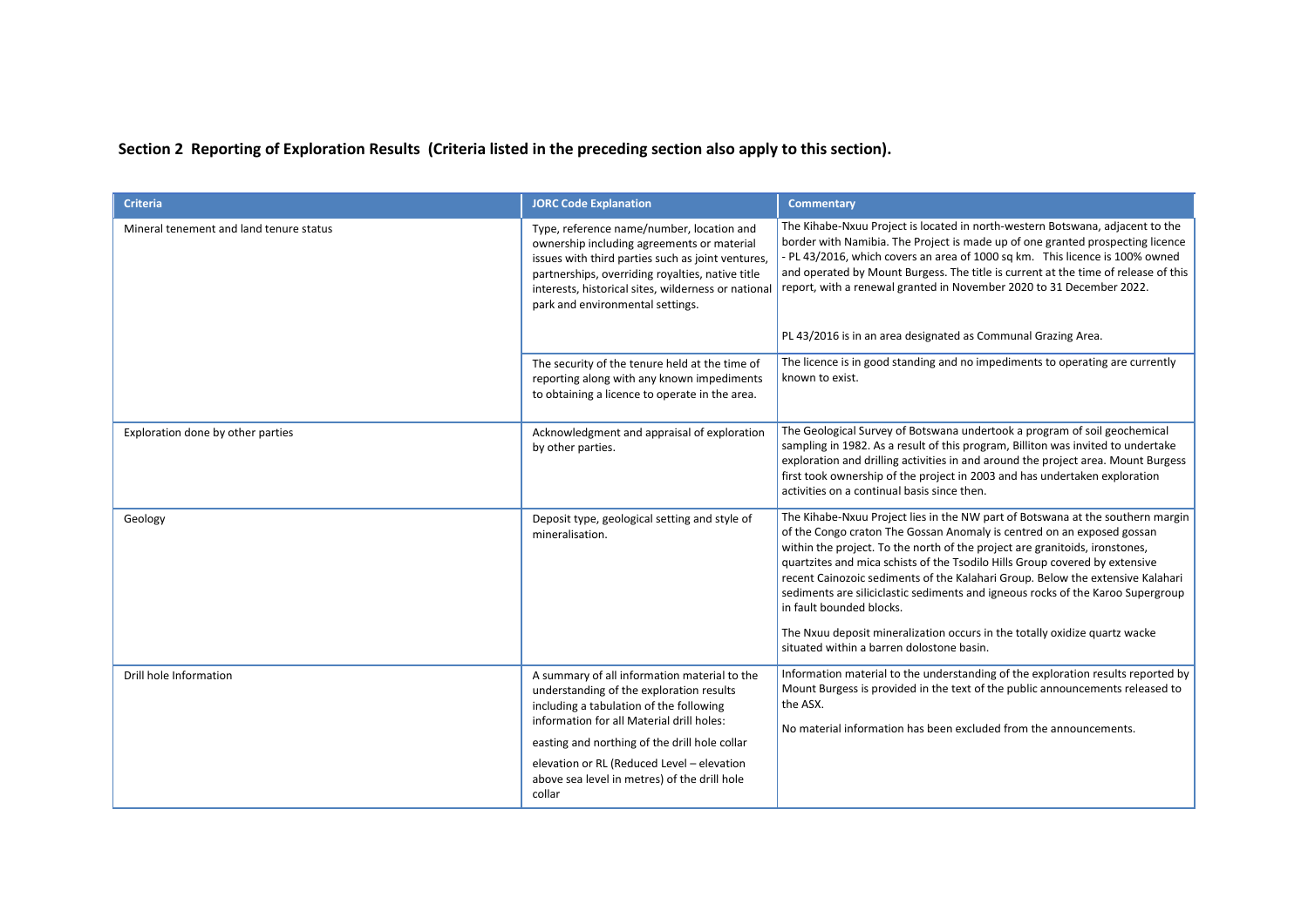## Section 2 Reporting of Exploration Results (Criteria listed in the preceding section also apply to this section).

| Criteria | JORC Code Explanation | Commentary |
|---|---|---|
| Mineral tenement and land tenure status | Type, reference name/number, location and ownership including agreements or material issues with third parties such as joint ventures, partnerships, overriding royalties, native title interests, historical sites, wilderness or national park and environmental settings. | The Kihabe-Nxuu Project is located in north-western Botswana, adjacent to the border with Namibia. The Project is made up of one granted prospecting licence - PL 43/2016, which covers an area of 1000 sq km. This licence is 100% owned and operated by Mount Burgess. The title is current at the time of release of this report, with a renewal granted in November 2020 to 31 December 2022.<br><br>PL 43/2016 is in an area designated as Communal Grazing Area. |
| | The security of the tenure held at the time of reporting along with any known impediments to obtaining a licence to operate in the area. | The licence is in good standing and no impediments to operating are currently known to exist. |
| Exploration done by other parties | Acknowledgment and appraisal of exploration by other parties. | The Geological Survey of Botswana undertook a program of soil geochemical sampling in 1982. As a result of this program, Billiton was invited to undertake exploration and drilling activities in and around the project area. Mount Burgess first took ownership of the project in 2003 and has undertaken exploration activities on a continual basis since then. |
| Geology | Deposit type, geological setting and style of mineralisation. | The Kihabe-Nxuu Project lies in the NW part of Botswana at the southern margin of the Congo craton The Gossan Anomaly is centred on an exposed gossan within the project. To the north of the project are granitoids, ironstones, quartzites and mica schists of the Tsodilo Hills Group covered by extensive recent Cainozoic sediments of the Kalahari Group. Below the extensive Kalahari sediments are siliciclastic sediments and igneous rocks of the Karoo Supergroup in fault bounded blocks.<br><br>The Nxuu deposit mineralization occurs in the totally oxidize quartz wacke situated within a barren dolostone basin. |
| Drill hole Information | A summary of all information material to the understanding of the exploration results including a tabulation of the following information for all Material drill holes:<br><br>easting and northing of the drill hole collar<br><br>elevation or RL (Reduced Level – elevation above sea level in metres) of the drill hole collar | Information material to the understanding of the exploration results reported by Mount Burgess is provided in the text of the public announcements released to the ASX.<br><br>No material information has been excluded from the announcements. |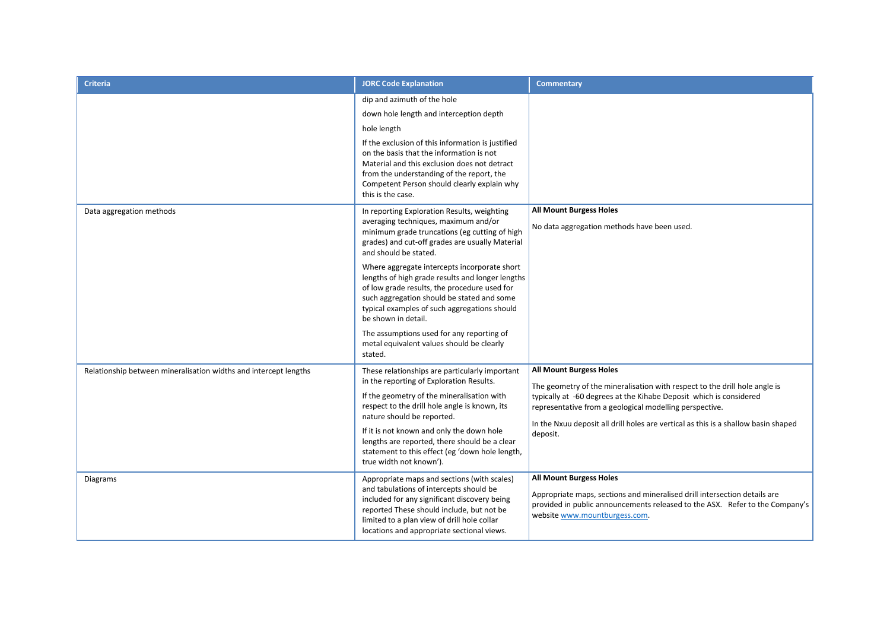| Criteria | JORC Code Explanation | Commentary |
|---|---|---|
| | dip and azimuth of the hole<br><br>down hole length and interception depth<br><br>hole length<br><br>If the exclusion of this information is justified on the basis that the information is not Material and this exclusion does not detract from the understanding of the report, the Competent Person should clearly explain why this is the case. | |
| Data aggregation methods | In reporting Exploration Results, weighting averaging techniques, maximum and/or minimum grade truncations (eg cutting of high grades) and cut-off grades are usually Material and should be stated.<br><br>Where aggregate intercepts incorporate short lengths of high grade results and longer lengths of low grade results, the procedure used for such aggregation should be stated and some typical examples of such aggregations should be shown in detail.<br><br>The assumptions used for any reporting of metal equivalent values should be clearly stated. | **All Mount Burgess Holes**<br><br>No data aggregation methods have been used. |
| Relationship between mineralisation widths and intercept lengths | These relationships are particularly important in the reporting of Exploration Results.<br><br>If the geometry of the mineralisation with respect to the drill hole angle is known, its nature should be reported.<br><br>If it is not known and only the down hole lengths are reported, there should be a clear statement to this effect (eg 'down hole length, true width not known'). | **All Mount Burgess Holes**<br><br>The geometry of the mineralisation with respect to the drill hole angle is typically at -60 degrees at the Kihabe Deposit which is considered representative from a geological modelling perspective.<br><br>In the Nxuu deposit all drill holes are vertical as this is a shallow basin shaped deposit. |
| Diagrams | Appropriate maps and sections (with scales) and tabulations of intercepts should be included for any significant discovery being reported These should include, but not be limited to a plan view of drill hole collar locations and appropriate sectional views. | **All Mount Burgess Holes**<br><br>Appropriate maps, sections and mineralised drill intersection details are provided in public announcements released to the ASX. Refer to the Company's website www.mountburgess.com. |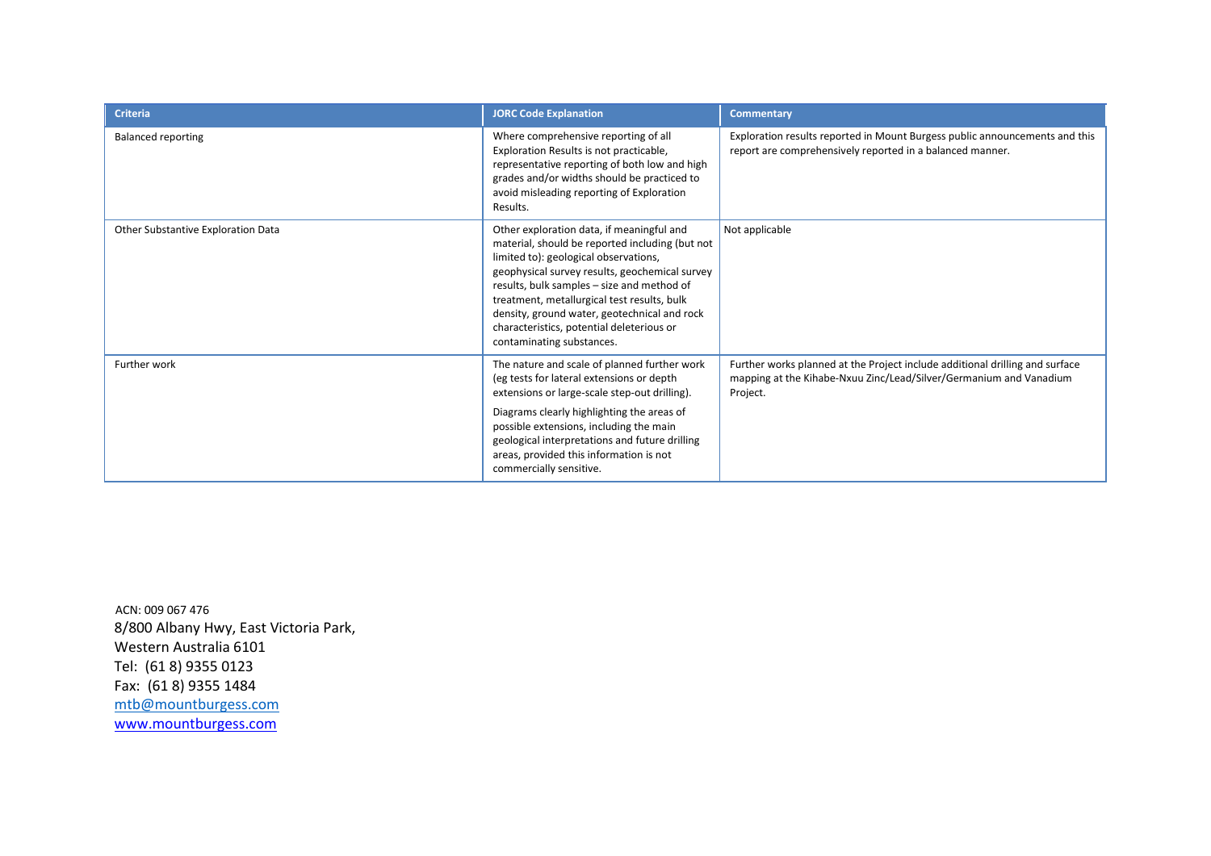| Criteria | JORC Code Explanation | Commentary |
| --- | --- | --- |
| Balanced reporting | Where comprehensive reporting of all Exploration Results is not practicable, representative reporting of both low and high grades and/or widths should be practiced to avoid misleading reporting of Exploration Results. | Exploration results reported in Mount Burgess public announcements and this report are comprehensively reported in a balanced manner. |
| Other Substantive Exploration Data | Other exploration data, if meaningful and material, should be reported including (but not limited to): geological observations, geophysical survey results, geochemical survey results, bulk samples – size and method of treatment, metallurgical test results, bulk density, ground water, geotechnical and rock characteristics, potential deleterious or contaminating substances. | Not applicable |
| Further work | The nature and scale of planned further work (eg tests for lateral extensions or depth extensions or large-scale step-out drilling).<br><br>Diagrams clearly highlighting the areas of possible extensions, including the main geological interpretations and future drilling areas, provided this information is not commercially sensitive. | Further works planned at the Project include additional drilling and surface mapping at the Kihabe-Nxuu Zinc/Lead/Silver/Germanium and Vanadium Project. |

ACN: 009 067 476
8/800 Albany Hwy, East Victoria Park,
Western Australia 6101
Tel: (61 8) 9355 0123
Fax: (61 8) 9355 1484
mtb@mountburgess.com
www.mountburgess.com